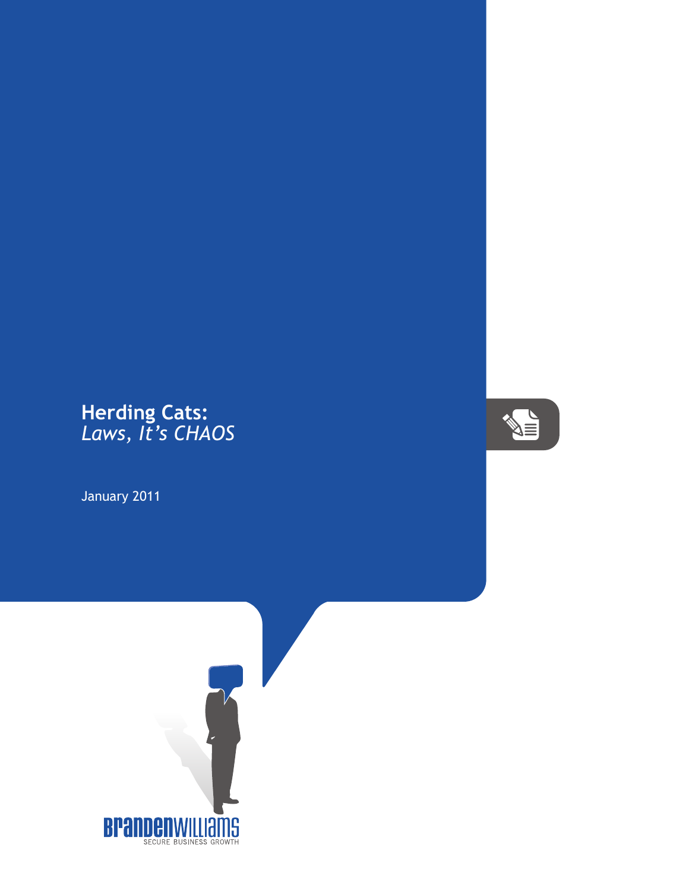# Herding Cats:
## *Laws, It's CHAOS*

January 2011

BRANDENWILLIAMS
SECURE BUSINESS GROWTH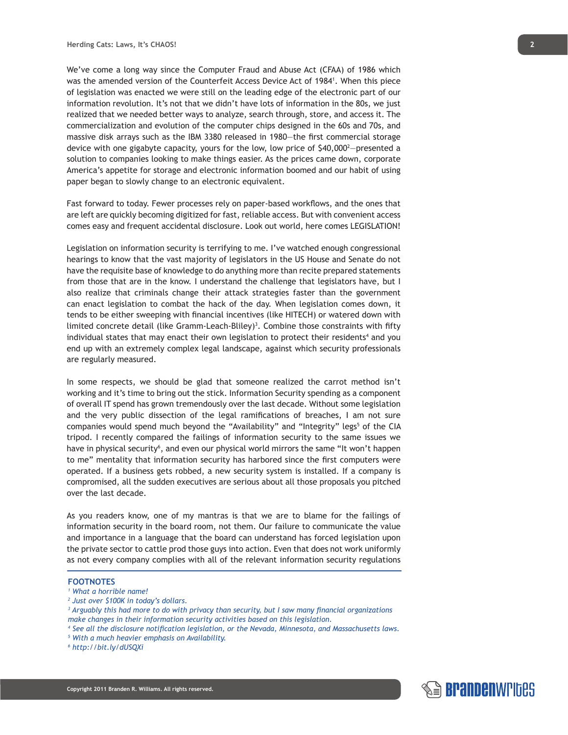We've come a long way since the Computer Fraud and Abuse Act (CFAA) of 1986 which was the amended version of the Counterfeit Access Device Act of 1984[1]. When this piece of legislation was enacted we were still on the leading edge of the electronic part of our information revolution. It's not that we didn't have lots of information in the 80s, we just realized that we needed better ways to analyze, search through, store, and access it. The commercialization and evolution of the computer chips designed in the 60s and 70s, and massive disk arrays such as the IBM 3380 released in 1980—the first commercial storage device with one gigabyte capacity, yours for the low, low price of $40,000[2]—presented a solution to companies looking to make things easier. As the prices came down, corporate America's appetite for storage and electronic information boomed and our habit of using paper began to slowly change to an electronic equivalent.

Fast forward to today. Fewer processes rely on paper-based workflows, and the ones that are left are quickly becoming digitized for fast, reliable access. But with convenient access comes easy and frequent accidental disclosure. Look out world, here comes LEGISLATION!

Legislation on information security is terrifying to me. I've watched enough congressional hearings to know that the vast majority of legislators in the US House and Senate do not have the requisite base of knowledge to do anything more than recite prepared statements from those that are in the know. I understand the challenge that legislators have, but I also realize that criminals change their attack strategies faster than the government can enact legislation to combat the hack of the day. When legislation comes down, it tends to be either sweeping with financial incentives (like HITECH) or watered down with limited concrete detail (like Gramm-Leach-Bliley)[3]. Combine those constraints with fifty individual states that may enact their own legislation to protect their residents[4] and you end up with an extremely complex legal landscape, against which security professionals are regularly measured.

In some respects, we should be glad that someone realized the carrot method isn't working and it's time to bring out the stick. Information Security spending as a component of overall IT spend has grown tremendously over the last decade. Without some legislation and the very public dissection of the legal ramifications of breaches, I am not sure companies would spend much beyond the "Availability" and "Integrity" legs[5] of the CIA tripod. I recently compared the failings of information security to the same issues we have in physical security[6], and even our physical world mirrors the same "It won't happen to me" mentality that information security has harbored since the first computers were operated. If a business gets robbed, a new security system is installed. If a company is compromised, all the sudden executives are serious about all those proposals you pitched over the last decade.

As you readers know, one of my mantras is that we are to blame for the failings of information security in the board room, not them. Our failure to communicate the value and importance in a language that the board can understand has forced legislation upon the private sector to cattle prod those guys into action. Even that does not work uniformly as not every company complies with all of the relevant information security regulations

**FOOTNOTES**

[1] *What a horrible name!*

[2] *Just over $100K in today's dollars.*

[3] *Arguably this had more to do with privacy than security, but I saw many financial organizations make changes in their information security activities based on this legislation.*

[4] *See all the disclosure notification legislation, or the Nevada, Minnesota, and Massachusetts laws.*

[5] *With a much heavier emphasis on Availability.*

[6] *http://bit.ly/dUSQXi*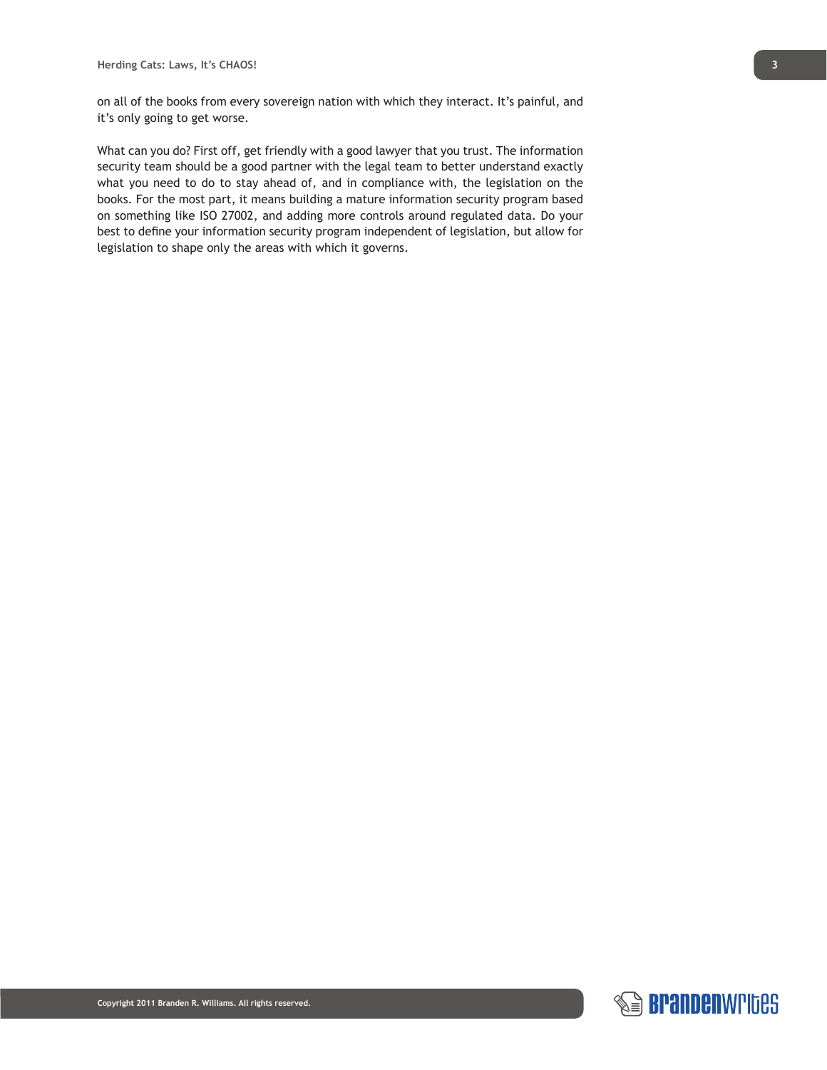on all of the books from every sovereign nation with which they interact. It's painful, and it's only going to get worse.

What can you do? First off, get friendly with a good lawyer that you trust. The information security team should be a good partner with the legal team to better understand exactly what you need to do to stay ahead of, and in compliance with, the legislation on the books. For the most part, it means building a mature information security program based on something like ISO 27002, and adding more controls around regulated data. Do your best to define your information security program independent of legislation, but allow for legislation to shape only the areas with which it governs.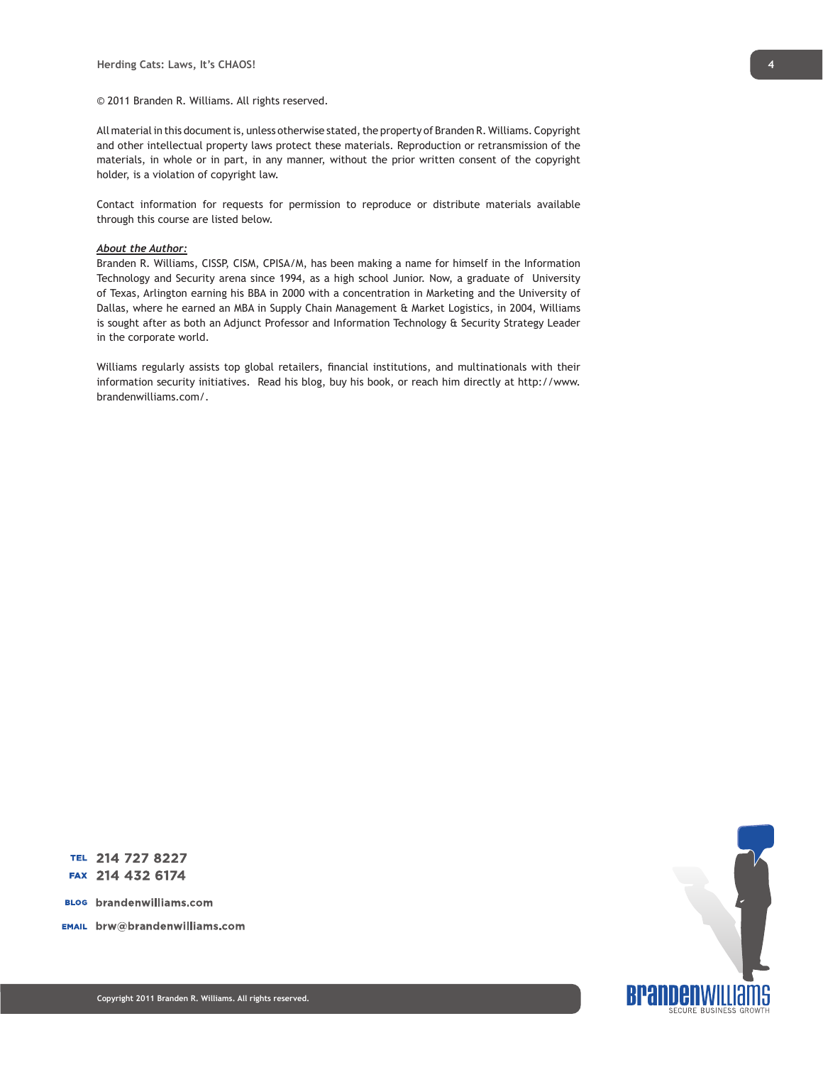© 2011 Branden R. Williams. All rights reserved.

All material in this document is, unless otherwise stated, the property of Branden R. Williams. Copyright and other intellectual property laws protect these materials. Reproduction or retransmission of the materials, in whole or in part, in any manner, without the prior written consent of the copyright holder, is a violation of copyright law.

Contact information for requests for permission to reproduce or distribute materials available through this course are listed below.

***About the Author:***

Branden R. Williams, CISSP, CISM, CPISA/M, has been making a name for himself in the Information Technology and Security arena since 1994, as a high school Junior. Now, a graduate of University of Texas, Arlington earning his BBA in 2000 with a concentration in Marketing and the University of Dallas, where he earned an MBA in Supply Chain Management & Market Logistics, in 2004, Williams is sought after as both an Adjunct Professor and Information Technology & Security Strategy Leader in the corporate world.

Williams regularly assists top global retailers, financial institutions, and multinationals with their information security initiatives. Read his blog, buy his book, or reach him directly at http://www.brandenwilliams.com/.

**TEL** 214 727 8227
**FAX** 214 432 6174

**BLOG** brandenwilliams.com

**EMAIL** brw@brandenwilliams.com

BrandenWilliams
SECURE BUSINESS GROWTH